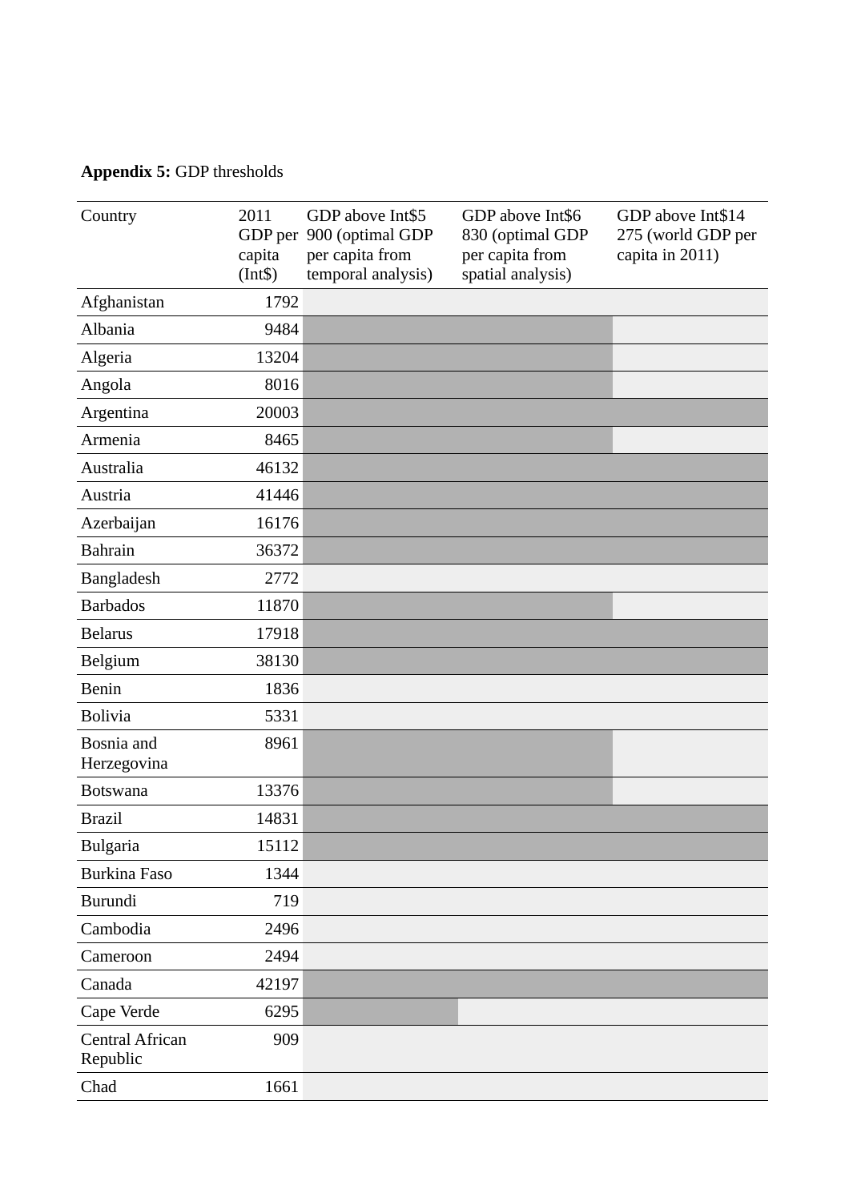**Appendix 5:** GDP thresholds

Dark-shaded cells in the original table are marked ✓ below.

| Country | 2011 GDP per capita (Int$) | GDP above Int$5 900 (optimal GDP per capita from temporal analysis) | GDP above Int$6 830 (optimal GDP per capita from spatial analysis) | GDP above Int$14 275 (world GDP per capita in 2011) |
|---|---|---|---|---|
| Afghanistan | 1792 | | | |
| Albania | 9484 | ✓ | ✓ | |
| Algeria | 13204 | ✓ | ✓ | |
| Angola | 8016 | ✓ | ✓ | |
| Argentina | 20003 | ✓ | ✓ | ✓ |
| Armenia | 8465 | ✓ | ✓ | |
| Australia | 46132 | ✓ | ✓ | ✓ |
| Austria | 41446 | ✓ | ✓ | ✓ |
| Azerbaijan | 16176 | ✓ | ✓ | ✓ |
| Bahrain | 36372 | ✓ | ✓ | ✓ |
| Bangladesh | 2772 | | | |
| Barbados | 11870 | ✓ | ✓ | |
| Belarus | 17918 | ✓ | ✓ | ✓ |
| Belgium | 38130 | ✓ | ✓ | ✓ |
| Benin | 1836 | | | |
| Bolivia | 5331 | | | |
| Bosnia and Herzegovina | 8961 | ✓ | ✓ | |
| Botswana | 13376 | ✓ | ✓ | |
| Brazil | 14831 | ✓ | ✓ | ✓ |
| Bulgaria | 15112 | ✓ | ✓ | ✓ |
| Burkina Faso | 1344 | | | |
| Burundi | 719 | | | |
| Cambodia | 2496 | | | |
| Cameroon | 2494 | | | |
| Canada | 42197 | ✓ | ✓ | ✓ |
| Cape Verde | 6295 | ✓ | | |
| Central African Republic | 909 | | | |
| Chad | 1661 | | | |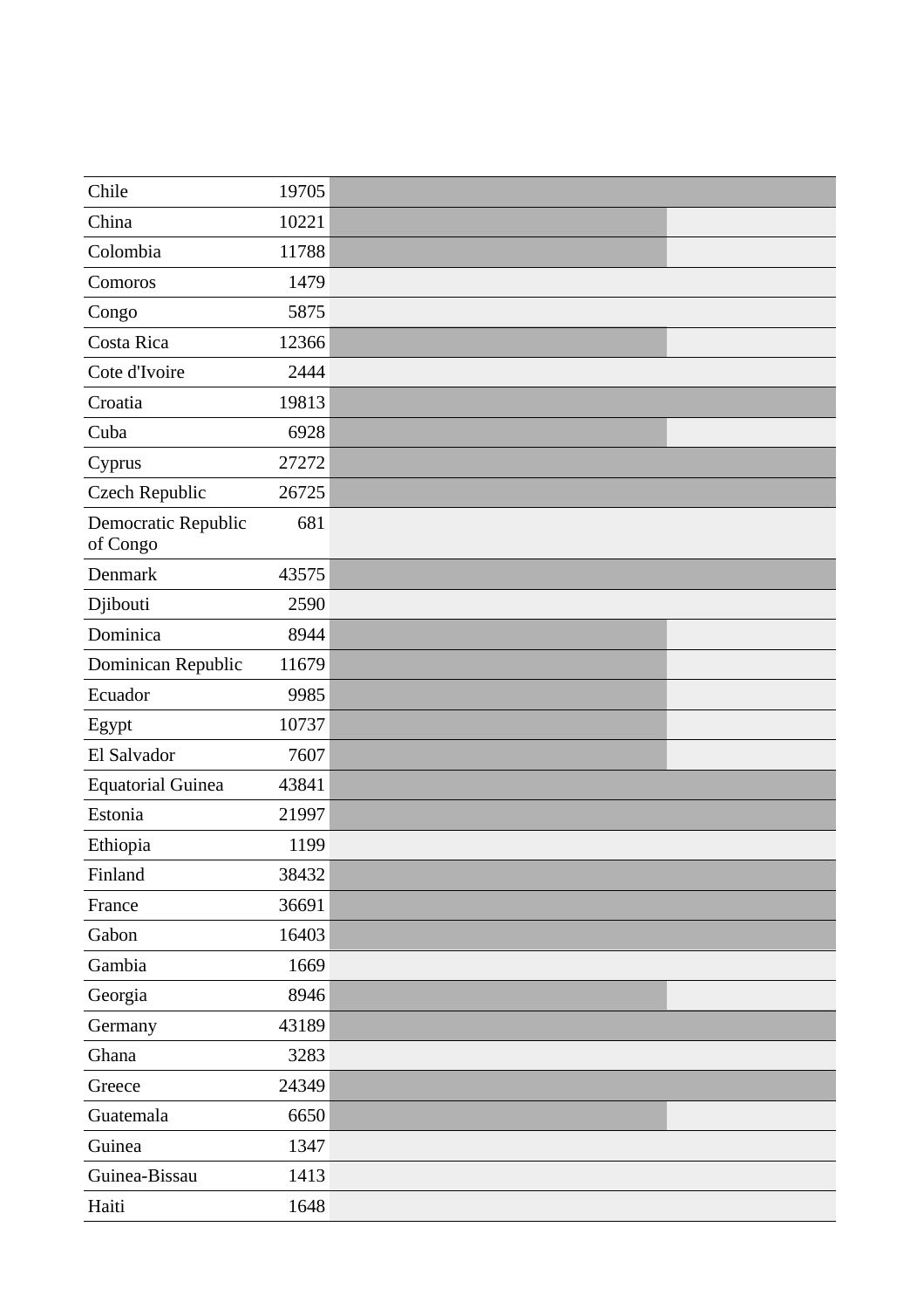| Chile | 19705 |
|---|---|
| China | 10221 |
| Colombia | 11788 |
| Comoros | 1479 |
| Congo | 5875 |
| Costa Rica | 12366 |
| Cote d'Ivoire | 2444 |
| Croatia | 19813 |
| Cuba | 6928 |
| Cyprus | 27272 |
| Czech Republic | 26725 |
| Democratic Republic of Congo | 681 |
| Denmark | 43575 |
| Djibouti | 2590 |
| Dominica | 8944 |
| Dominican Republic | 11679 |
| Ecuador | 9985 |
| Egypt | 10737 |
| El Salvador | 7607 |
| Equatorial Guinea | 43841 |
| Estonia | 21997 |
| Ethiopia | 1199 |
| Finland | 38432 |
| France | 36691 |
| Gabon | 16403 |
| Gambia | 1669 |
| Georgia | 8946 |
| Germany | 43189 |
| Ghana | 3283 |
| Greece | 24349 |
| Guatemala | 6650 |
| Guinea | 1347 |
| Guinea-Bissau | 1413 |
| Haiti | 1648 |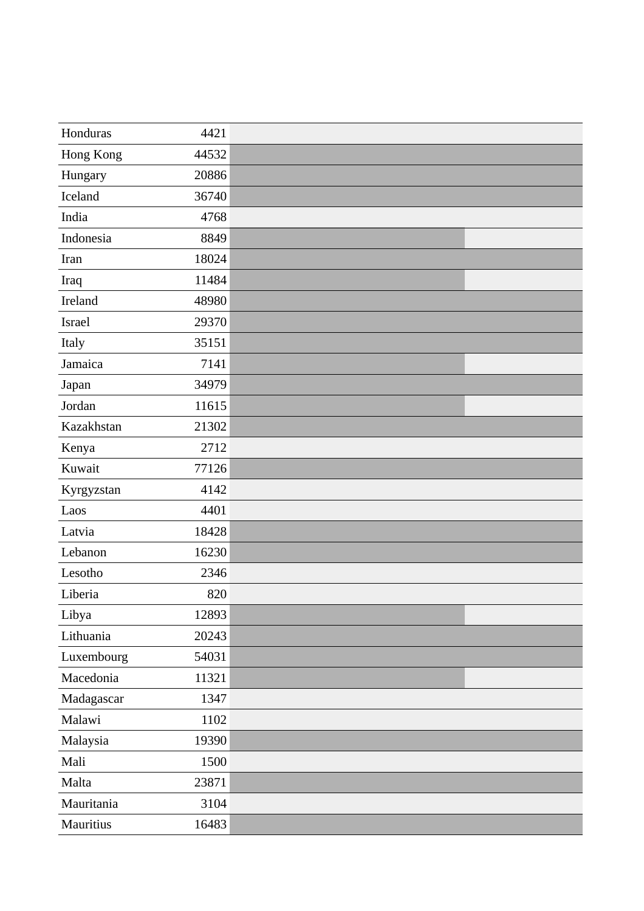| | | |
|---|---|---|
| Honduras | 4421 | |
| Hong Kong | 44532 | |
| Hungary | 20886 | |
| Iceland | 36740 | |
| India | 4768 | |
| Indonesia | 8849 | |
| Iran | 18024 | |
| Iraq | 11484 | |
| Ireland | 48980 | |
| Israel | 29370 | |
| Italy | 35151 | |
| Jamaica | 7141 | |
| Japan | 34979 | |
| Jordan | 11615 | |
| Kazakhstan | 21302 | |
| Kenya | 2712 | |
| Kuwait | 77126 | |
| Kyrgyzstan | 4142 | |
| Laos | 4401 | |
| Latvia | 18428 | |
| Lebanon | 16230 | |
| Lesotho | 2346 | |
| Liberia | 820 | |
| Libya | 12893 | |
| Lithuania | 20243 | |
| Luxembourg | 54031 | |
| Macedonia | 11321 | |
| Madagascar | 1347 | |
| Malawi | 1102 | |
| Malaysia | 19390 | |
| Mali | 1500 | |
| Malta | 23871 | |
| Mauritania | 3104 | |
| Mauritius | 16483 | |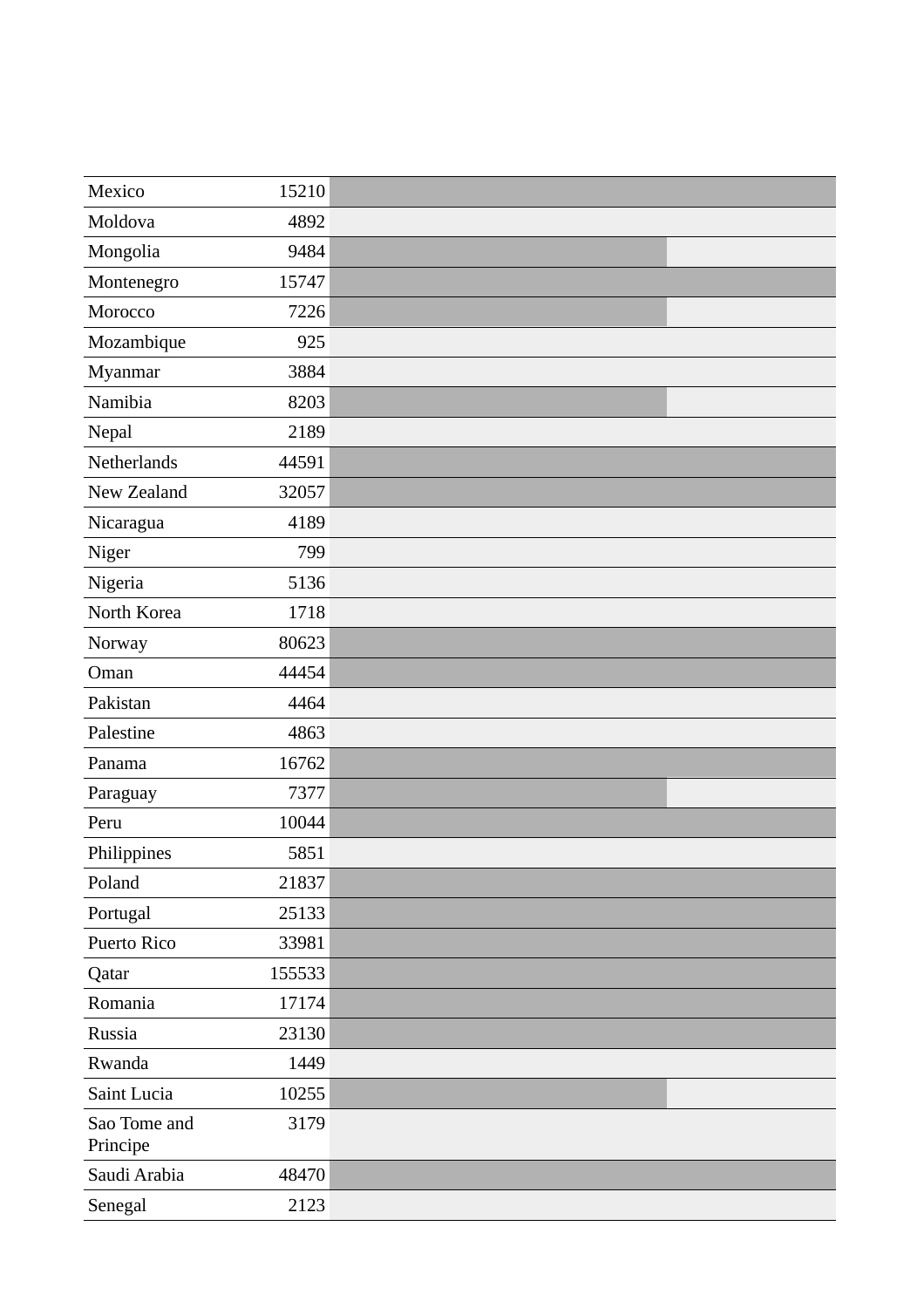| | |
|---|---|
| Mexico | 15210 |
| Moldova | 4892 |
| Mongolia | 9484 |
| Montenegro | 15747 |
| Morocco | 7226 |
| Mozambique | 925 |
| Myanmar | 3884 |
| Namibia | 8203 |
| Nepal | 2189 |
| Netherlands | 44591 |
| New Zealand | 32057 |
| Nicaragua | 4189 |
| Niger | 799 |
| Nigeria | 5136 |
| North Korea | 1718 |
| Norway | 80623 |
| Oman | 44454 |
| Pakistan | 4464 |
| Palestine | 4863 |
| Panama | 16762 |
| Paraguay | 7377 |
| Peru | 10044 |
| Philippines | 5851 |
| Poland | 21837 |
| Portugal | 25133 |
| Puerto Rico | 33981 |
| Qatar | 155533 |
| Romania | 17174 |
| Russia | 23130 |
| Rwanda | 1449 |
| Saint Lucia | 10255 |
| Sao Tome and Principe | 3179 |
| Saudi Arabia | 48470 |
| Senegal | 2123 |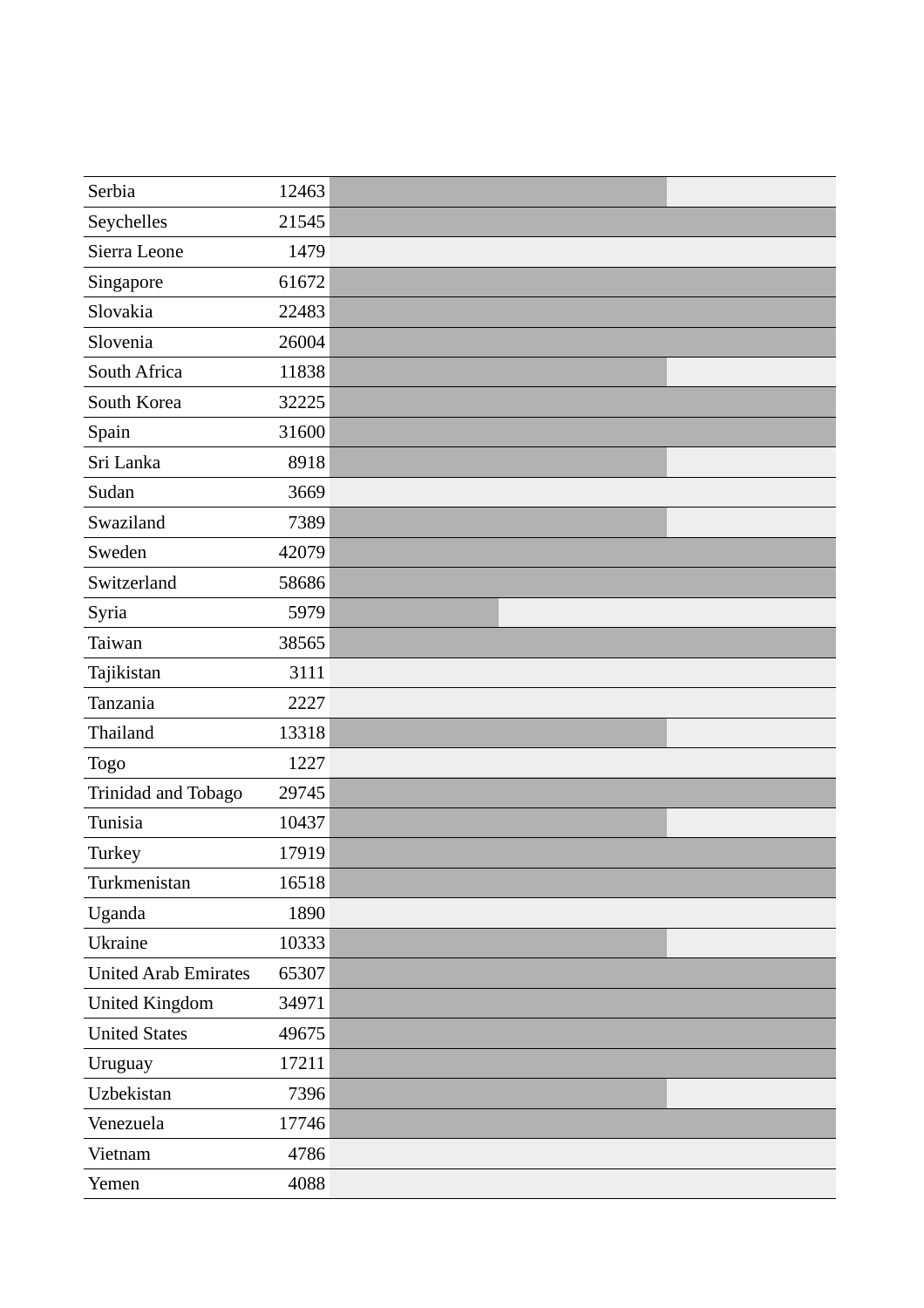| | | |
|---|---|---|
| Serbia | 12463 | |
| Seychelles | 21545 | |
| Sierra Leone | 1479 | |
| Singapore | 61672 | |
| Slovakia | 22483 | |
| Slovenia | 26004 | |
| South Africa | 11838 | |
| South Korea | 32225 | |
| Spain | 31600 | |
| Sri Lanka | 8918 | |
| Sudan | 3669 | |
| Swaziland | 7389 | |
| Sweden | 42079 | |
| Switzerland | 58686 | |
| Syria | 5979 | |
| Taiwan | 38565 | |
| Tajikistan | 3111 | |
| Tanzania | 2227 | |
| Thailand | 13318 | |
| Togo | 1227 | |
| Trinidad and Tobago | 29745 | |
| Tunisia | 10437 | |
| Turkey | 17919 | |
| Turkmenistan | 16518 | |
| Uganda | 1890 | |
| Ukraine | 10333 | |
| United Arab Emirates | 65307 | |
| United Kingdom | 34971 | |
| United States | 49675 | |
| Uruguay | 17211 | |
| Uzbekistan | 7396 | |
| Venezuela | 17746 | |
| Vietnam | 4786 | |
| Yemen | 4088 | |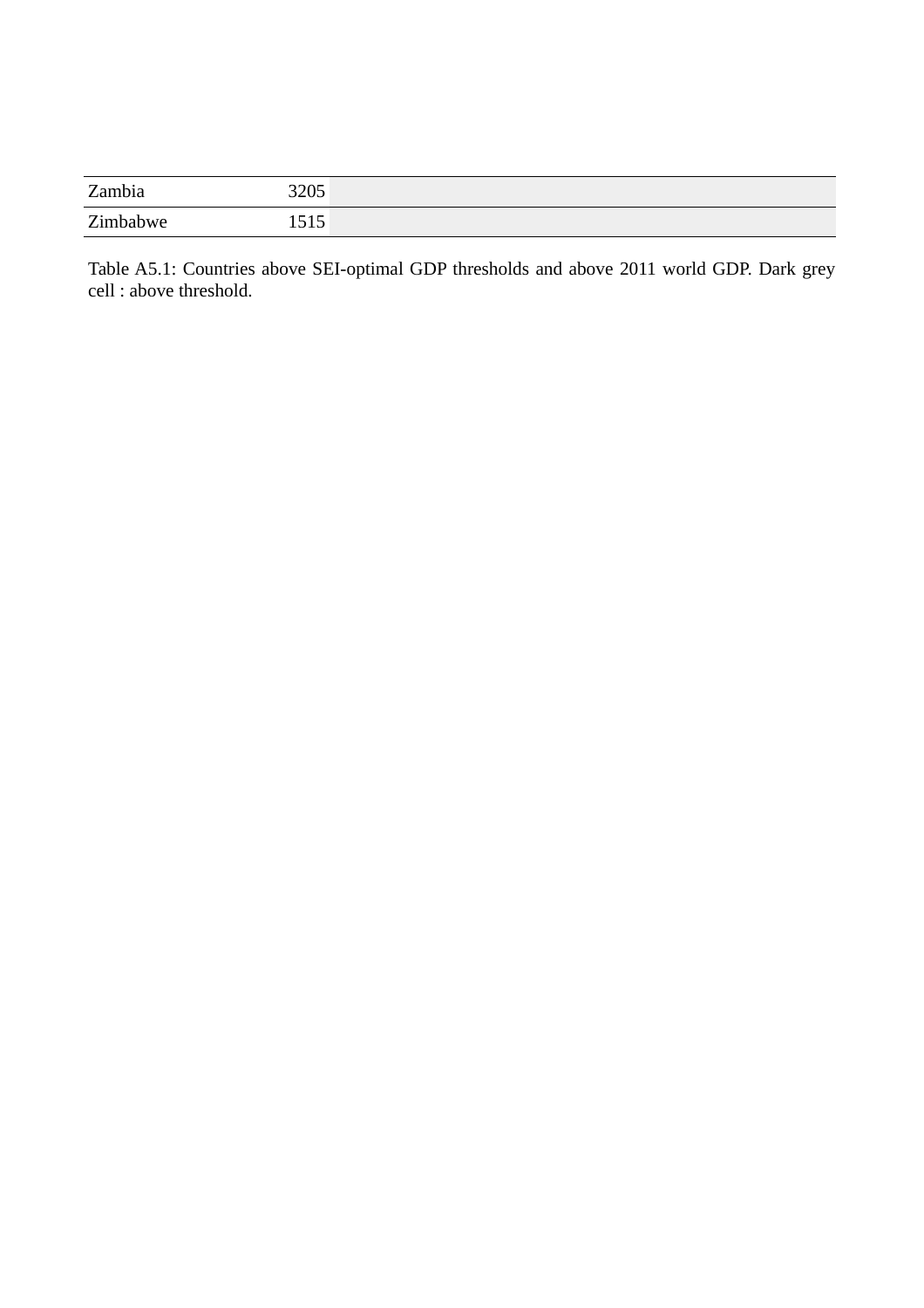| | | |
|---|---|---|
| Zambia | 3205 | |
| Zimbabwe | 1515 | |

Table A5.1: Countries above SEI-optimal GDP thresholds and above 2011 world GDP. Dark grey cell : above threshold.